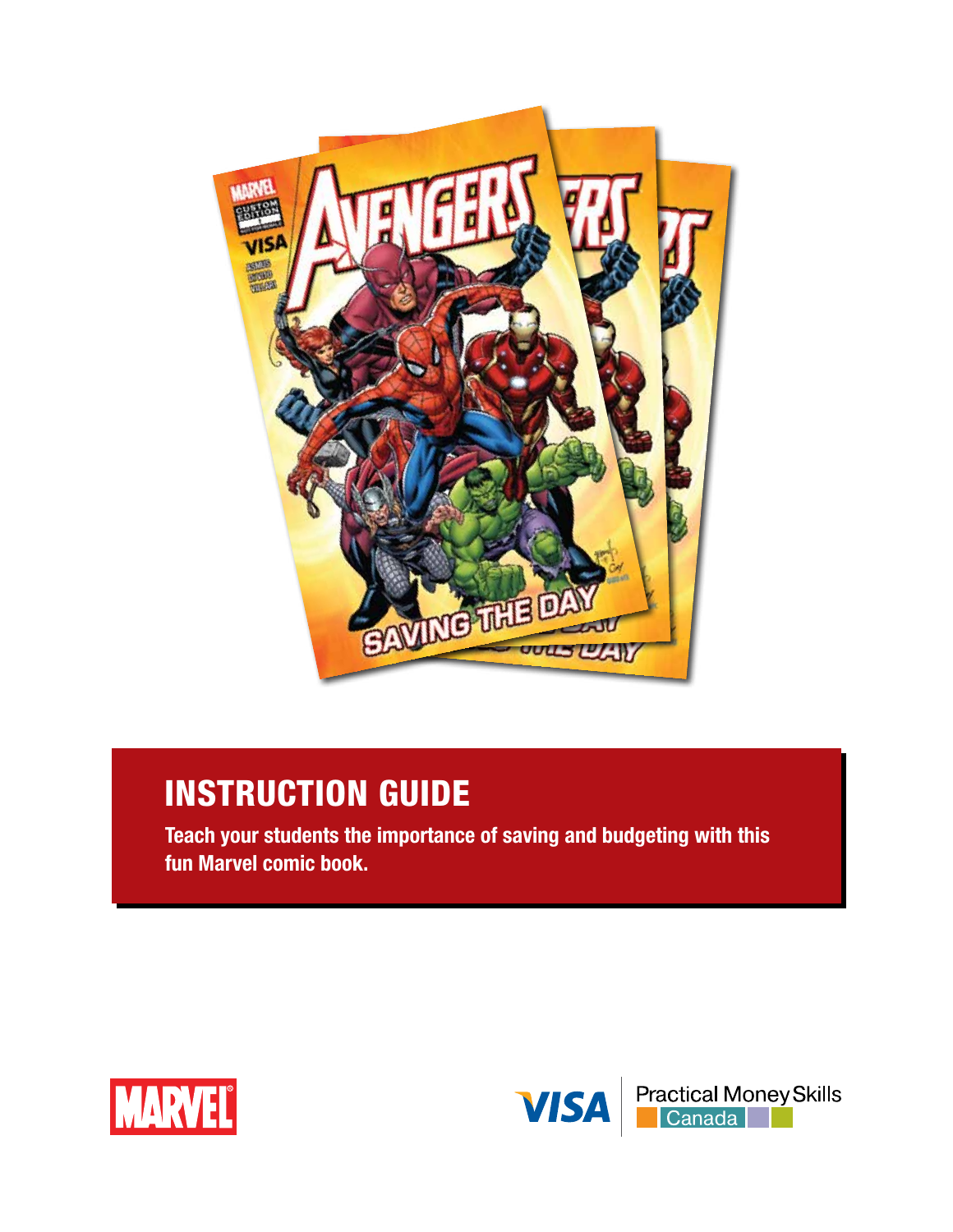# INSTRUCTION GUIDE

**Teach your students the importance of saving and budgeting with this fun Marvel comic book.**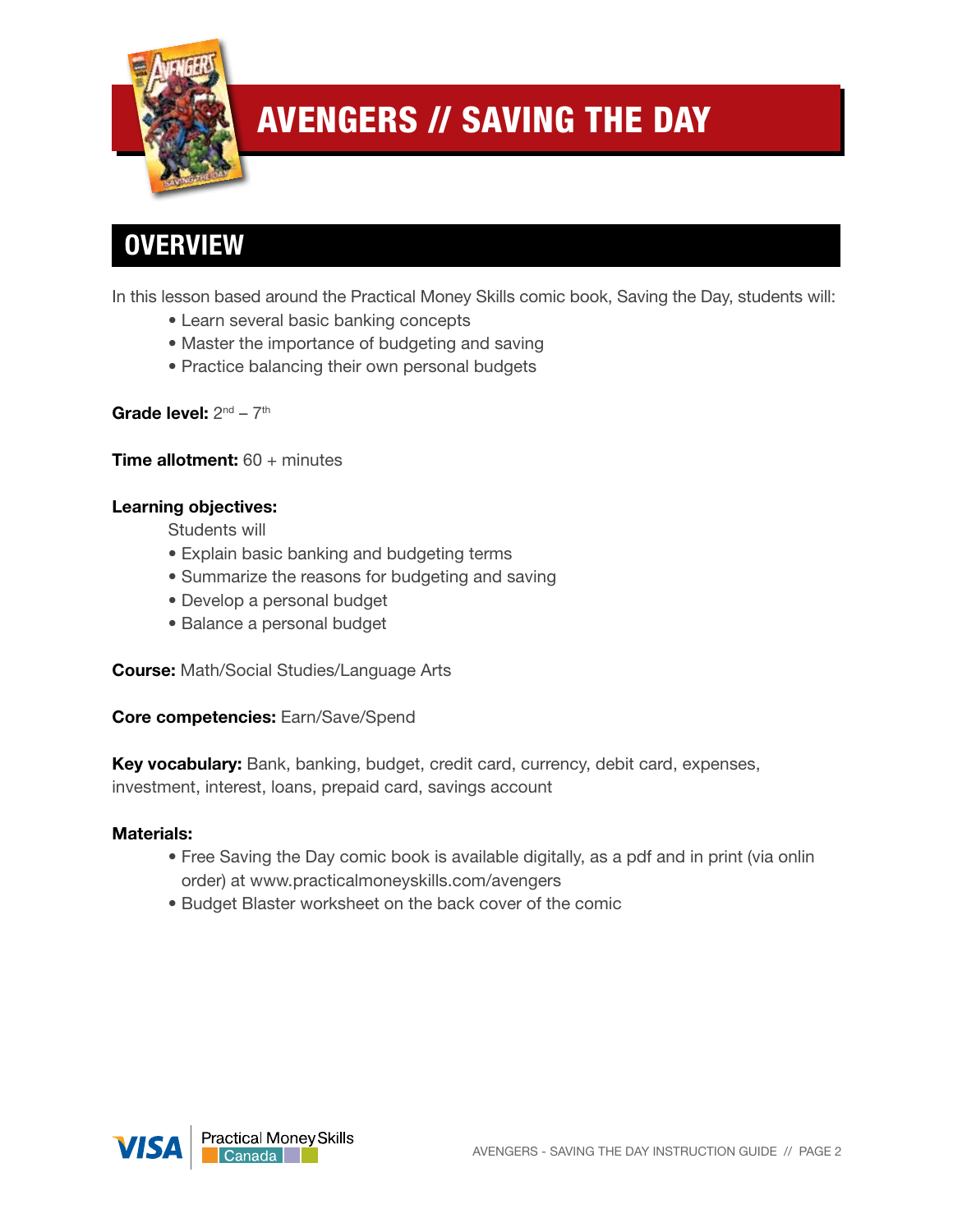# AVENGERS // SAVING THE DAY

## OVERVIEW

In this lesson based around the Practical Money Skills comic book, Saving the Day, students will:

- Learn several basic banking concepts
- Master the importance of budgeting and saving
- Practice balancing their own personal budgets

**Grade level:** 2nd – 7th

**Time allotment:** 60 + minutes

**Learning objectives:**

Students will

- Explain basic banking and budgeting terms
- Summarize the reasons for budgeting and saving
- Develop a personal budget
- Balance a personal budget

**Course:** Math/Social Studies/Language Arts

**Core competencies:** Earn/Save/Spend

**Key vocabulary:** Bank, banking, budget, credit card, currency, debit card, expenses, investment, interest, loans, prepaid card, savings account

**Materials:**

- Free Saving the Day comic book is available digitally, as a pdf and in print (via onlin order) at www.practicalmoneyskills.com/avengers
- Budget Blaster worksheet on the back cover of the comic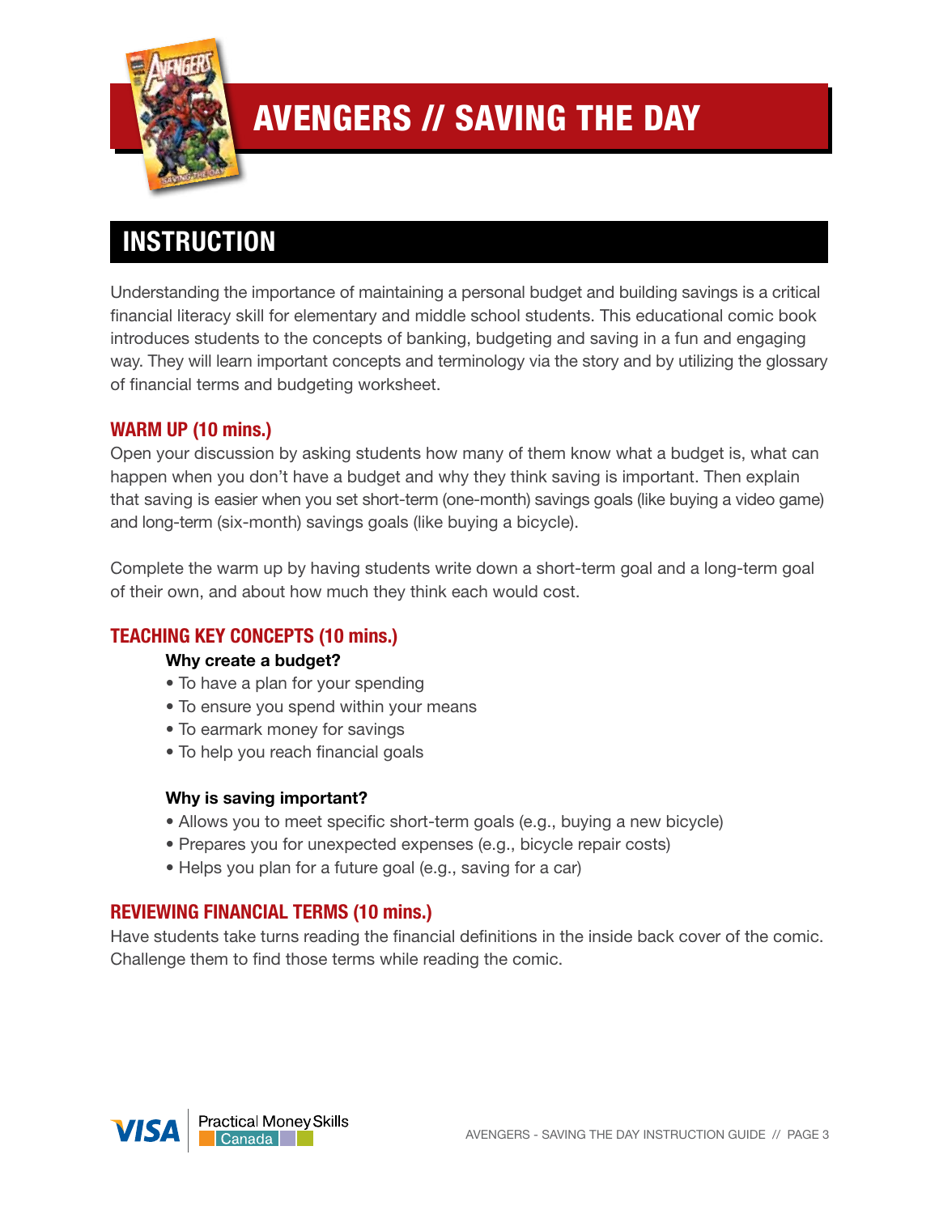# AVENGERS // SAVING THE DAY

## INSTRUCTION

Understanding the importance of maintaining a personal budget and building savings is a critical financial literacy skill for elementary and middle school students. This educational comic book introduces students to the concepts of banking, budgeting and saving in a fun and engaging way. They will learn important concepts and terminology via the story and by utilizing the glossary of financial terms and budgeting worksheet.

### WARM UP (10 mins.)

Open your discussion by asking students how many of them know what a budget is, what can happen when you don't have a budget and why they think saving is important. Then explain that saving is easier when you set short-term (one-month) savings goals (like buying a video game) and long-term (six-month) savings goals (like buying a bicycle).

Complete the warm up by having students write down a short-term goal and a long-term goal of their own, and about how much they think each would cost.

### TEACHING KEY CONCEPTS (10 mins.)

**Why create a budget?**

- To have a plan for your spending
- To ensure you spend within your means
- To earmark money for savings
- To help you reach financial goals

**Why is saving important?**

- Allows you to meet specific short-term goals (e.g., buying a new bicycle)
- Prepares you for unexpected expenses (e.g., bicycle repair costs)
- Helps you plan for a future goal (e.g., saving for a car)

### REVIEWING FINANCIAL TERMS (10 mins.)

Have students take turns reading the financial definitions in the inside back cover of the comic. Challenge them to find those terms while reading the comic.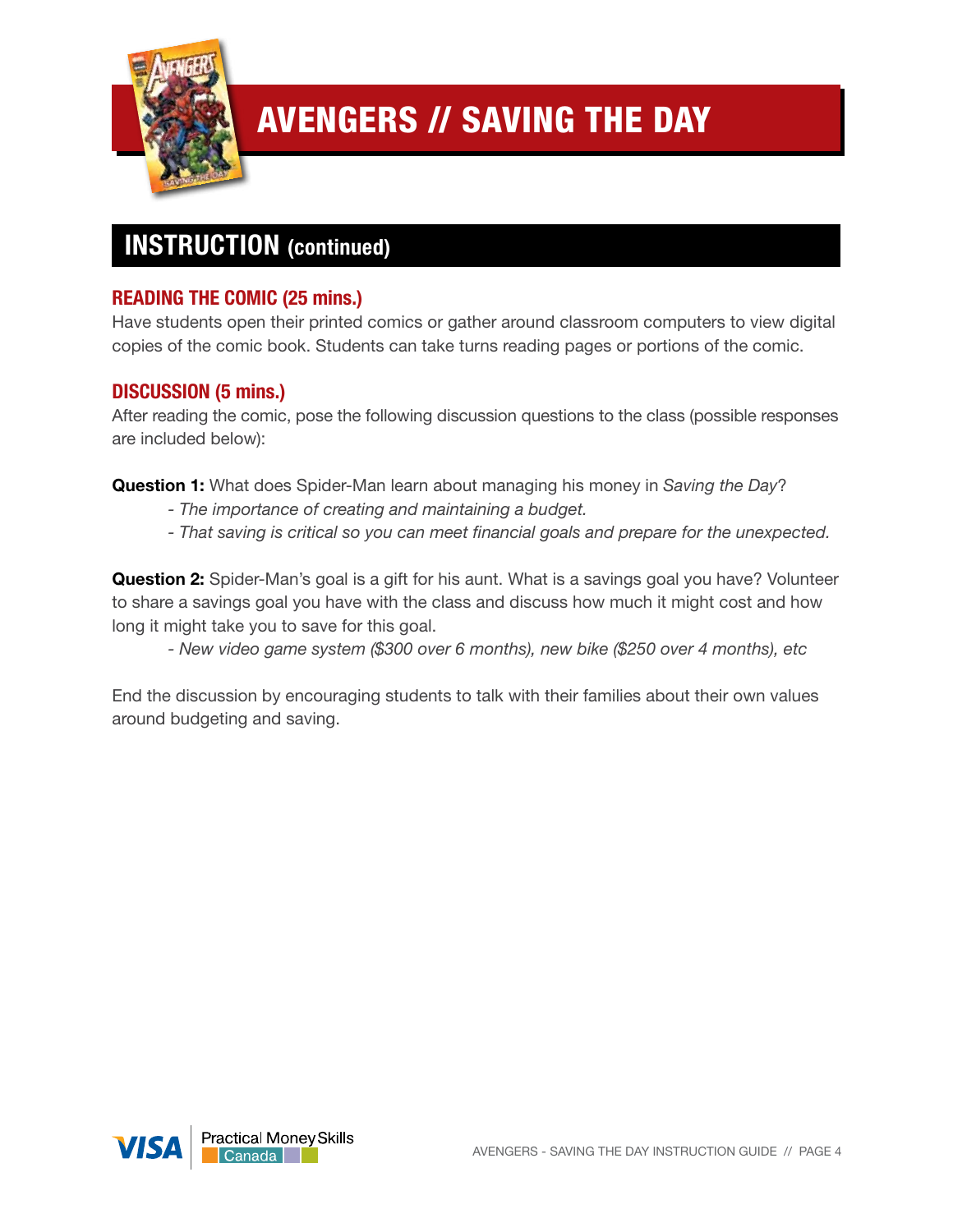# AVENGERS // SAVING THE DAY

## INSTRUCTION (continued)

### READING THE COMIC (25 mins.)

Have students open their printed comics or gather around classroom computers to view digital copies of the comic book. Students can take turns reading pages or portions of the comic.

### DISCUSSION (5 mins.)

After reading the comic, pose the following discussion questions to the class (possible responses are included below):

**Question 1:** What does Spider-Man learn about managing his money in *Saving the Day*?

- *The importance of creating and maintaining a budget.*
- *That saving is critical so you can meet financial goals and prepare for the unexpected.*

**Question 2:** Spider-Man's goal is a gift for his aunt. What is a savings goal you have? Volunteer to share a savings goal you have with the class and discuss how much it might cost and how long it might take you to save for this goal.

- *New video game system ($300 over 6 months), new bike ($250 over 4 months), etc*

End the discussion by encouraging students to talk with their families about their own values around budgeting and saving.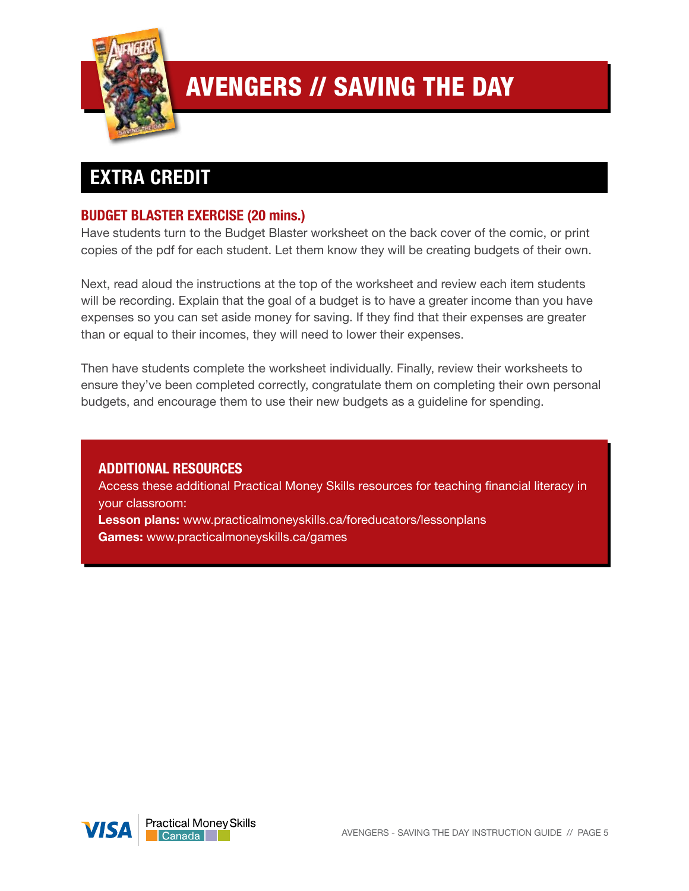# AVENGERS // SAVING THE DAY

## EXTRA CREDIT

### BUDGET BLASTER EXERCISE (20 mins.)

Have students turn to the Budget Blaster worksheet on the back cover of the comic, or print copies of the pdf for each student. Let them know they will be creating budgets of their own.

Next, read aloud the instructions at the top of the worksheet and review each item students will be recording. Explain that the goal of a budget is to have a greater income than you have expenses so you can set aside money for saving. If they find that their expenses are greater than or equal to their incomes, they will need to lower their expenses.

Then have students complete the worksheet individually. Finally, review their worksheets to ensure they've been completed correctly, congratulate them on completing their own personal budgets, and encourage them to use their new budgets as a guideline for spending.

### ADDITIONAL RESOURCES

Access these additional Practical Money Skills resources for teaching financial literacy in your classroom:

**Lesson plans:** www.practicalmoneyskills.ca/foreducators/lessonplans

**Games:** www.practicalmoneyskills.ca/games